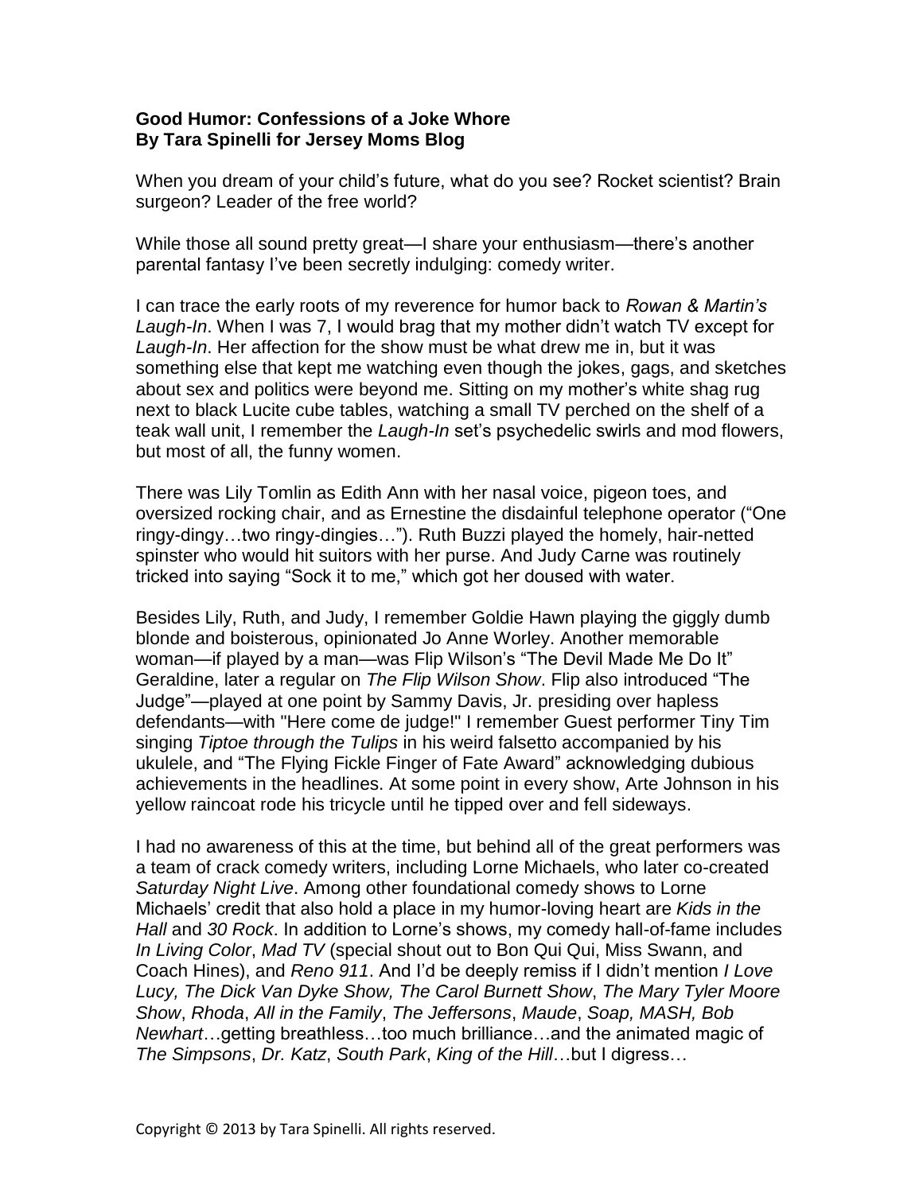**Good Humor: Confessions of a Joke Whore**
**By Tara Spinelli for Jersey Moms Blog**

When you dream of your child's future, what do you see? Rocket scientist? Brain surgeon? Leader of the free world?

While those all sound pretty great—I share your enthusiasm—there's another parental fantasy I've been secretly indulging: comedy writer.

I can trace the early roots of my reverence for humor back to *Rowan & Martin's Laugh-In*. When I was 7, I would brag that my mother didn't watch TV except for *Laugh-In*. Her affection for the show must be what drew me in, but it was something else that kept me watching even though the jokes, gags, and sketches about sex and politics were beyond me. Sitting on my mother's white shag rug next to black Lucite cube tables, watching a small TV perched on the shelf of a teak wall unit, I remember the *Laugh-In* set's psychedelic swirls and mod flowers, but most of all, the funny women.

There was Lily Tomlin as Edith Ann with her nasal voice, pigeon toes, and oversized rocking chair, and as Ernestine the disdainful telephone operator ("One ringy-dingy…two ringy-dingies…"). Ruth Buzzi played the homely, hair-netted spinster who would hit suitors with her purse. And Judy Carne was routinely tricked into saying "Sock it to me," which got her doused with water.

Besides Lily, Ruth, and Judy, I remember Goldie Hawn playing the giggly dumb blonde and boisterous, opinionated Jo Anne Worley. Another memorable woman—if played by a man—was Flip Wilson's "The Devil Made Me Do It" Geraldine, later a regular on *The Flip Wilson Show*. Flip also introduced "The Judge"—played at one point by Sammy Davis, Jr. presiding over hapless defendants—with "Here come de judge!" I remember Guest performer Tiny Tim singing *Tiptoe through the Tulips* in his weird falsetto accompanied by his ukulele, and "The Flying Fickle Finger of Fate Award" acknowledging dubious achievements in the headlines. At some point in every show, Arte Johnson in his yellow raincoat rode his tricycle until he tipped over and fell sideways.

I had no awareness of this at the time, but behind all of the great performers was a team of crack comedy writers, including Lorne Michaels, who later co-created *Saturday Night Live*. Among other foundational comedy shows to Lorne Michaels' credit that also hold a place in my humor-loving heart are *Kids in the Hall* and *30 Rock*. In addition to Lorne's shows, my comedy hall-of-fame includes *In Living Color*, *Mad TV* (special shout out to Bon Qui Qui, Miss Swann, and Coach Hines), and *Reno 911*. And I'd be deeply remiss if I didn't mention *I Love Lucy, The Dick Van Dyke Show, The Carol Burnett Show*, *The Mary Tyler Moore Show*, *Rhoda*, *All in the Family*, *The Jeffersons*, *Maude*, *Soap, MASH, Bob Newhart*…getting breathless…too much brilliance…and the animated magic of *The Simpsons*, *Dr. Katz*, *South Park*, *King of the Hill*…but I digress…

Copyright © 2013 by Tara Spinelli. All rights reserved.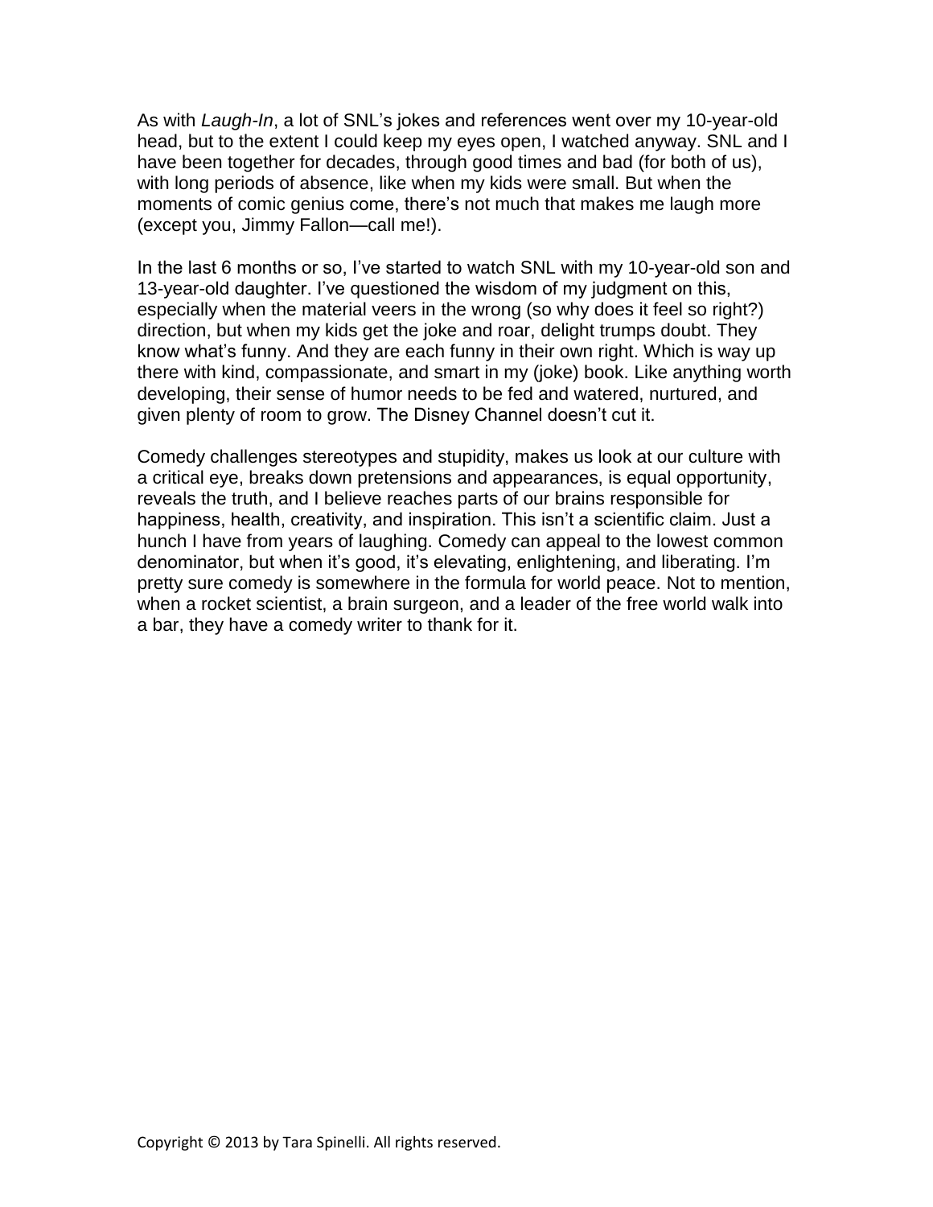As with *Laugh-In*, a lot of SNL's jokes and references went over my 10-year-old head, but to the extent I could keep my eyes open, I watched anyway. SNL and I have been together for decades, through good times and bad (for both of us), with long periods of absence, like when my kids were small. But when the moments of comic genius come, there's not much that makes me laugh more (except you, Jimmy Fallon—call me!).

In the last 6 months or so, I've started to watch SNL with my 10-year-old son and 13-year-old daughter. I've questioned the wisdom of my judgment on this, especially when the material veers in the wrong (so why does it feel so right?) direction, but when my kids get the joke and roar, delight trumps doubt. They know what's funny. And they are each funny in their own right. Which is way up there with kind, compassionate, and smart in my (joke) book. Like anything worth developing, their sense of humor needs to be fed and watered, nurtured, and given plenty of room to grow. The Disney Channel doesn't cut it.

Comedy challenges stereotypes and stupidity, makes us look at our culture with a critical eye, breaks down pretensions and appearances, is equal opportunity, reveals the truth, and I believe reaches parts of our brains responsible for happiness, health, creativity, and inspiration. This isn't a scientific claim. Just a hunch I have from years of laughing. Comedy can appeal to the lowest common denominator, but when it's good, it's elevating, enlightening, and liberating. I'm pretty sure comedy is somewhere in the formula for world peace. Not to mention, when a rocket scientist, a brain surgeon, and a leader of the free world walk into a bar, they have a comedy writer to thank for it.

Copyright © 2013 by Tara Spinelli. All rights reserved.